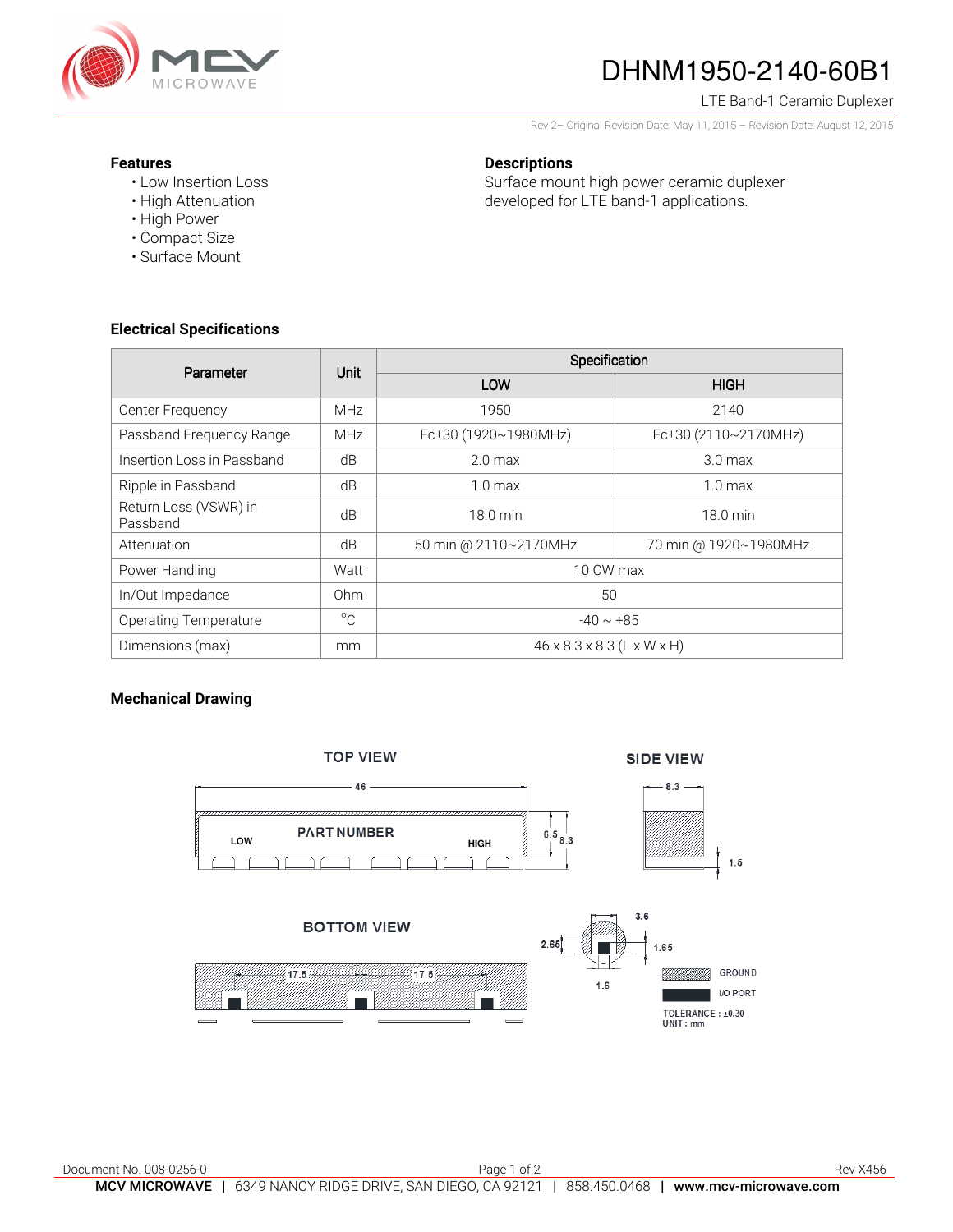# DHNM1950-2140-60B1

LTE Band-1 Ceramic Duplexer

Rev 2– Original Revision Date: May 11, 2015 – Revision Date: August 12, 2015

**Features**

- Low Insertion Loss
- High Attenuation
- High Power
- Compact Size
- Surface Mount

**Descriptions**

Surface mount high power ceramic duplexer developed for LTE band-1 applications.

## Electrical Specifications

| Parameter | Unit | Specification | |
|---|---|---|---|
| | | LOW | HIGH |
| Center Frequency | MHz | 1950 | 2140 |
| Passband Frequency Range | MHz | Fc±30 (1920~1980MHz) | Fc±30 (2110~2170MHz) |
| Insertion Loss in Passband | dB | 2.0 max | 3.0 max |
| Ripple in Passband | dB | 1.0 max | 1.0 max |
| Return Loss (VSWR) in Passband | dB | 18.0 min | 18.0 min |
| Attenuation | dB | 50 min @ 2110~2170MHz | 70 min @ 1920~1980MHz |
| Power Handling | Watt | 10 CW max | |
| In/Out Impedance | Ohm | 50 | |
| Operating Temperature | °C | -40 ~ +85 | |
| Dimensions (max) | mm | 46 x 8.3 x 8.3 (L x W x H) | |

## Mechanical Drawing

TOP VIEW

46

PART NUMBER

LOW

HIGH

6.5

8.3

SIDE VIEW

8.3

1.5

BOTTOM VIEW

17.5

17.5

3.6

2.65

1.65

1.6

GROUND

I/O PORT

TOLERANCE : ±0.30

UNIT : mm

Document No. 008-0256-0

Rev X456

**MCV MICROWAVE** | 6349 NANCY RIDGE DRIVE, SAN DIEGO, CA 92121 | 858.450.0468 | **www.mcv-microwave.com**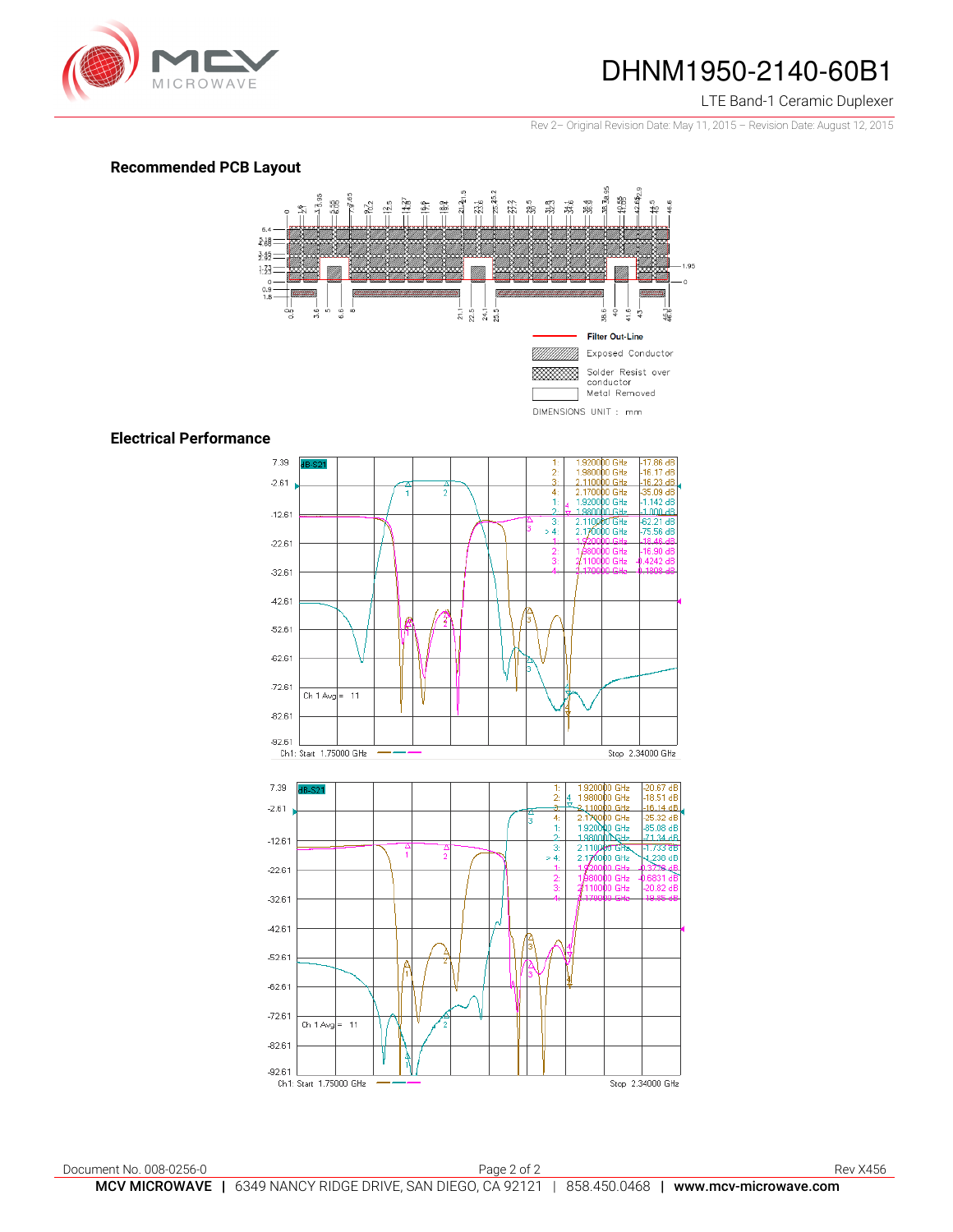## Recommended PCB Layout

0 1.6 2.1 3.35 5.55 6.05 7.15 7.65 9.7 10.2 12.5 14.37 14.87 16.6 17.1 18.9 19.4 21.2 21.5 23.1 23.6 25.2 25.4 27.2 27.7 29.5 30 31.8 32.3 34.1 34.6 36.4 36.9 38.7 38.95 40.55 41.05 42.65 42.9 44.5 45 46.6

6.4 5.15 4.65 3.35 2.85 1.73 1.23 0 0.9 1.8

1.95 0

0 0.5 3.6 5 6.6 8 21.1 22.5 24.1 25.5 38.6 40 41.6 43 46.1 46.6

Filter Out-Line
Exposed Conductor
Solder Resist over conductor
Metal Removed

DIMENSIONS UNIT : mm

## Electrical Performance

dB-S21
7.39 -2.61 -12.61 -22.61 -32.61 -42.61 -52.61 -62.61 -72.61 -82.61 -92.61

1: 1.920000 GHz -17.86 dB
2: 1.980000 GHz -16.17 dB
3: 2.110000 GHz -16.23 dB
4: 2.170000 GHz -35.09 dB
1: 1.920000 GHz -1.142 dB
2: 1.980000 GHz -1.000 dB
3: 2.110000 GHz -62.21 dB
> 4: 2.170000 GHz -75.56 dB
1: 1.920000 GHz -18.46 dB
2: 1.980000 GHz -16.90 dB
3: 2.110000 GHz -0.4242 dB
4: 2.170000 GHz -0.1808 dB

Ch 1 Avg = 11

Ch1: Start 1.75000 GHz Stop 2.34000 GHz

dB-S21
7.39 -2.61 -12.61 -22.61 -32.61 -42.61 -52.61 -62.61 -72.61 -82.61 -92.61

1: 1.920000 GHz -20.67 dB
2: 1.980000 GHz -18.51 dB
3: 2.110000 GHz -16.14 dB
4: 2.170000 GHz -25.32 dB
1: 1.920000 GHz -85.08 dB
2: 1.980000 GHz -71.34 dB
3: 2.110000 GHz -1.733 dB
> 4: 2.170000 GHz -1.230 dB
1: 1.920000 GHz -0.3728 dB
2: 1.980000 GHz -0.6831 dB
3: 2.110000 GHz -20.82 dB
4: 2.170000 GHz -19.85 dB

Ch 1 Avg = 11

Ch1: Start 1.75000 GHz Stop 2.34000 GHz